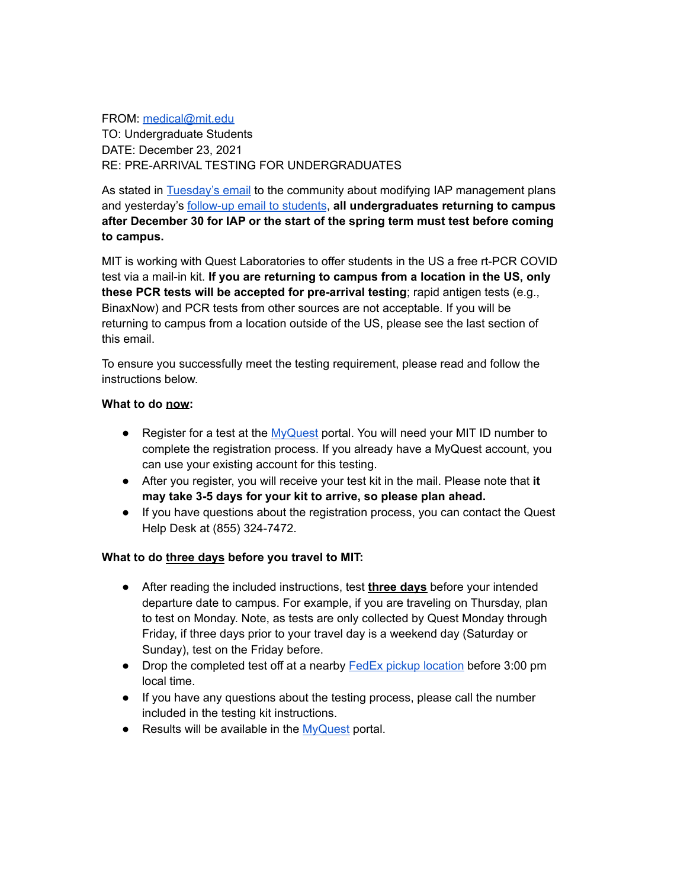FROM: medical@mit.edu
TO: Undergraduate Students
DATE: December 23, 2021
RE: PRE-ARRIVAL TESTING FOR UNDERGRADUATES

As stated in Tuesday's email to the community about modifying IAP management plans and yesterday's follow-up email to students, **all undergraduates returning to campus after December 30 for IAP or the start of the spring term must test before coming to campus.**

MIT is working with Quest Laboratories to offer students in the US a free rt-PCR COVID test via a mail-in kit. **If you are returning to campus from a location in the US, only these PCR tests will be accepted for pre-arrival testing**; rapid antigen tests (e.g., BinaxNow) and PCR tests from other sources are not acceptable. If you will be returning to campus from a location outside of the US, please see the last section of this email.

To ensure you successfully meet the testing requirement, please read and follow the instructions below.

**What to do <u>now</u>:**

- Register for a test at the MyQuest portal. You will need your MIT ID number to complete the registration process. If you already have a MyQuest account, you can use your existing account for this testing.
- After you register, you will receive your test kit in the mail. Please note that **it may take 3-5 days for your kit to arrive, so please plan ahead.**
- If you have questions about the registration process, you can contact the Quest Help Desk at (855) 324-7472.

**What to do <u>three days</u> before you travel to MIT:**

- After reading the included instructions, test **<u>three days</u>** before your intended departure date to campus. For example, if you are traveling on Thursday, plan to test on Monday. Note, as tests are only collected by Quest Monday through Friday, if three days prior to your travel day is a weekend day (Saturday or Sunday), test on the Friday before.
- Drop the completed test off at a nearby FedEx pickup location before 3:00 pm local time.
- If you have any questions about the testing process, please call the number included in the testing kit instructions.
- Results will be available in the MyQuest portal.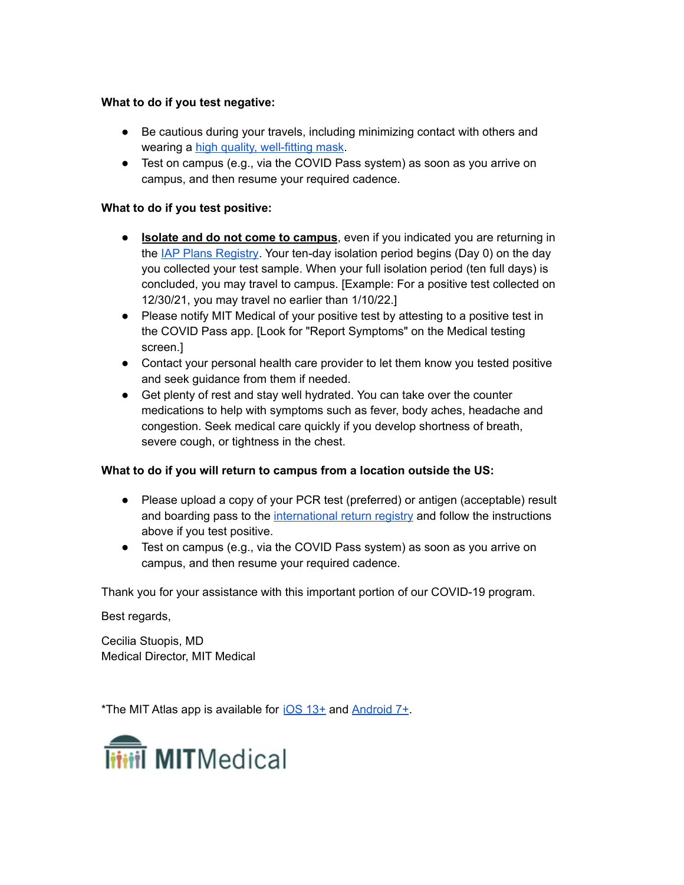**What to do if you test negative:**

- Be cautious during your travels, including minimizing contact with others and wearing a high quality, well-fitting mask.
- Test on campus (e.g., via the COVID Pass system) as soon as you arrive on campus, and then resume your required cadence.

**What to do if you test positive:**

- **Isolate and do not come to campus**, even if you indicated you are returning in the IAP Plans Registry. Your ten-day isolation period begins (Day 0) on the day you collected your test sample. When your full isolation period (ten full days) is concluded, you may travel to campus. [Example: For a positive test collected on 12/30/21, you may travel no earlier than 1/10/22.]
- Please notify MIT Medical of your positive test by attesting to a positive test in the COVID Pass app. [Look for "Report Symptoms" on the Medical testing screen.]
- Contact your personal health care provider to let them know you tested positive and seek guidance from them if needed.
- Get plenty of rest and stay well hydrated. You can take over the counter medications to help with symptoms such as fever, body aches, headache and congestion. Seek medical care quickly if you develop shortness of breath, severe cough, or tightness in the chest.

**What to do if you will return to campus from a location outside the US:**

- Please upload a copy of your PCR test (preferred) or antigen (acceptable) result and boarding pass to the international return registry and follow the instructions above if you test positive.
- Test on campus (e.g., via the COVID Pass system) as soon as you arrive on campus, and then resume your required cadence.

Thank you for your assistance with this important portion of our COVID-19 program.

Best regards,

Cecilia Stuopis, MD
Medical Director, MIT Medical

*The MIT Atlas app is available for iOS 13+ and Android 7+.

MITMedical